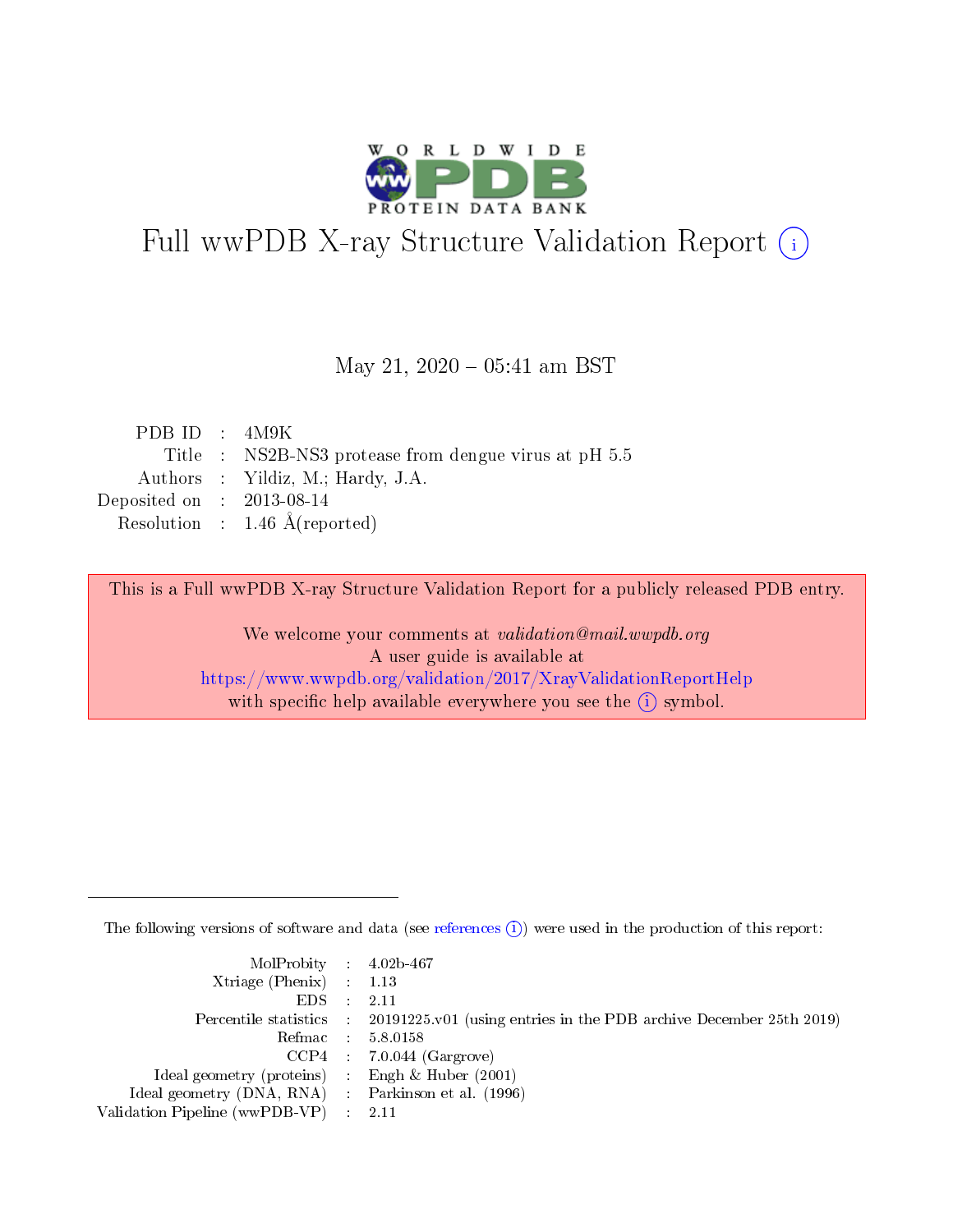# Full wwPDB X-ray Structure Validation Report (i)

May 21, 2020 – 05:41 am BST

| | | |
|---|---|---|
| PDB ID | : | 4M9K |
| Title | : | NS2B-NS3 protease from dengue virus at pH 5.5 |
| Authors | : | Yildiz, M.; Hardy, J.A. |
| Deposited on | : | 2013-08-14 |
| Resolution | : | 1.46 Å(reported) |

This is a Full wwPDB X-ray Structure Validation Report for a publicly released PDB entry.

We welcome your comments at *validation@mail.wwpdb.org*
A user guide is available at
https://www.wwpdb.org/validation/2017/XrayValidationReportHelp
with specific help available everywhere you see the (i) symbol.

---

The following versions of software and data (see references (i)) were used in the production of this report:

| | | |
|---|---|---|
| MolProbity | : | 4.02b-467 |
| Xtriage (Phenix) | : | 1.13 |
| EDS | : | 2.11 |
| Percentile statistics | : | 20191225.v01 (using entries in the PDB archive December 25th 2019) |
| Refmac | : | 5.8.0158 |
| CCP4 | : | 7.0.044 (Gargrove) |
| Ideal geometry (proteins) | : | Engh & Huber (2001) |
| Ideal geometry (DNA, RNA) | : | Parkinson et al. (1996) |
| Validation Pipeline (wwPDB-VP) | : | 2.11 |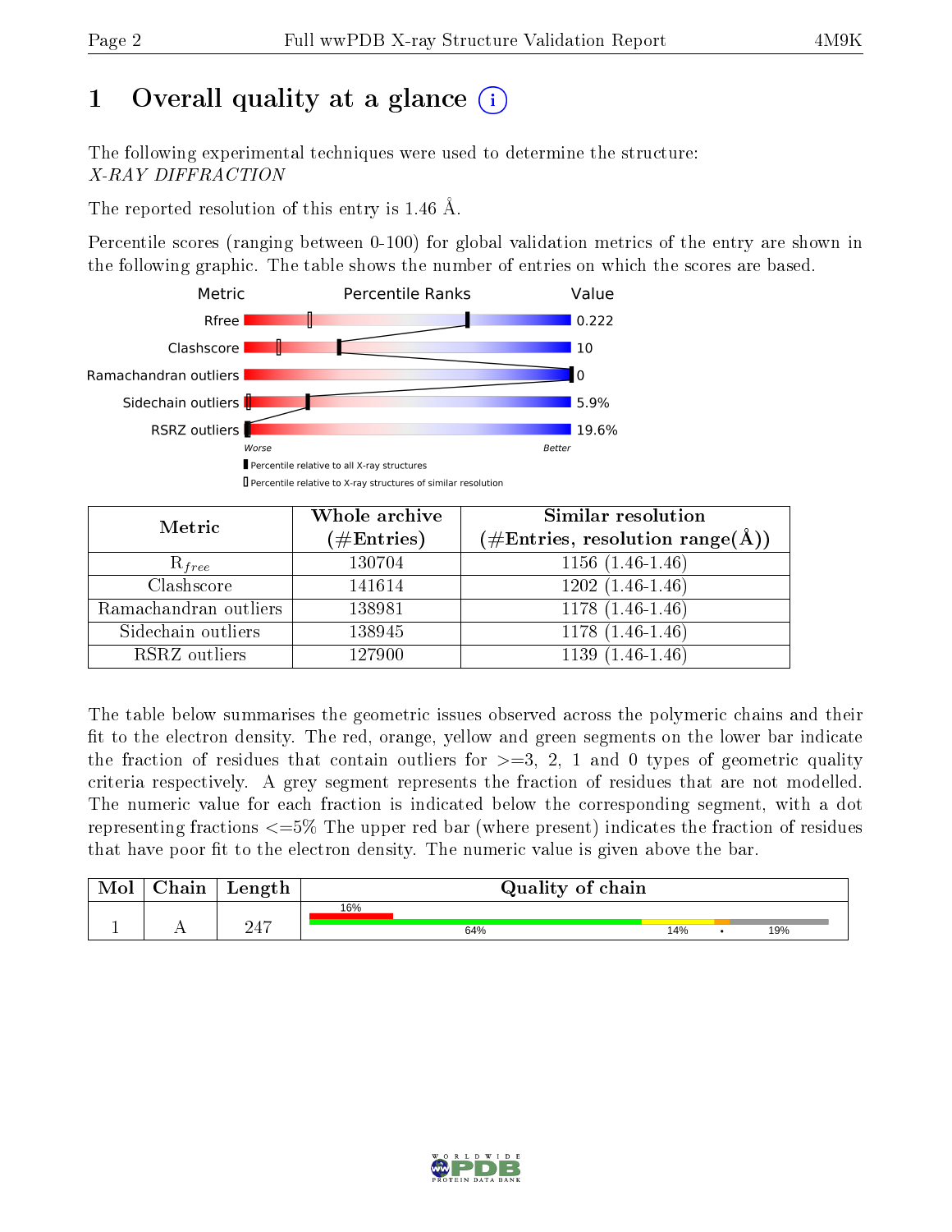# 1 Overall quality at a glance (i)

The following experimental techniques were used to determine the structure: *X-RAY DIFFRACTION*

The reported resolution of this entry is 1.46 Å.

Percentile scores (ranging between 0-100) for global validation metrics of the entry are shown in the following graphic. The table shows the number of entries on which the scores are based.

| Metric | Value |
|---|---|
| Rfree | 0.222 |
| Clashscore | 10 |
| Ramachandran outliers | 0 |
| Sidechain outliers | 5.9% |
| RSRZ outliers | 19.6% |

Worse — Better

▮ Percentile relative to all X-ray structures

▯ Percentile relative to X-ray structures of similar resolution

| Metric | Whole archive (#Entries) | Similar resolution (#Entries, resolution range(Å)) |
|---|---|---|
| $R_{free}$ | 130704 | 1156 (1.46-1.46) |
| Clashscore | 141614 | 1202 (1.46-1.46) |
| Ramachandran outliers | 138981 | 1178 (1.46-1.46) |
| Sidechain outliers | 138945 | 1178 (1.46-1.46) |
| RSRZ outliers | 127900 | 1139 (1.46-1.46) |

The table below summarises the geometric issues observed across the polymeric chains and their fit to the electron density. The red, orange, yellow and green segments on the lower bar indicate the fraction of residues that contain outliers for >=3, 2, 1 and 0 types of geometric quality criteria respectively. A grey segment represents the fraction of residues that are not modelled. The numeric value for each fraction is indicated below the corresponding segment, with a dot representing fractions <=5% The upper red bar (where present) indicates the fraction of residues that have poor fit to the electron density. The numeric value is given above the bar.

| Mol | Chain | Length | Quality of chain |
|---|---|---|---|
| 1 | A | 247 | 16% (poor fit); 64%, 14%, •, 19% |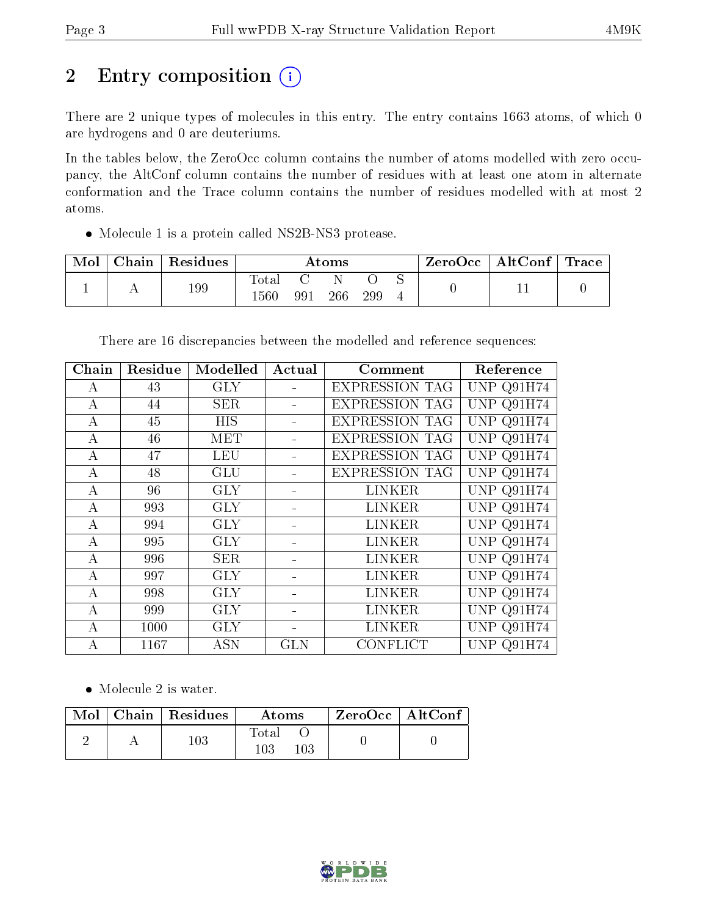# 2 Entry composition (i)

There are 2 unique types of molecules in this entry. The entry contains 1663 atoms, of which 0 are hydrogens and 0 are deuteriums.

In the tables below, the ZeroOcc column contains the number of atoms modelled with zero occupancy, the AltConf column contains the number of residues with at least one atom in alternate conformation and the Trace column contains the number of residues modelled with at most 2 atoms.

- Molecule 1 is a protein called NS2B-NS3 protease.

| Mol | Chain | Residues | Atoms | | | | | ZeroOcc | AltConf | Trace |
|---|---|---|---|---|---|---|---|---|---|---|
| | | | Total | C | N | O | S | | | |
| 1 | A | 199 | 1560 | 991 | 266 | 299 | 4 | 0 | 11 | 0 |

There are 16 discrepancies between the modelled and reference sequences:

| Chain | Residue | Modelled | Actual | Comment | Reference |
|---|---|---|---|---|---|
| A | 43 | GLY | - | EXPRESSION TAG | UNP Q91H74 |
| A | 44 | SER | - | EXPRESSION TAG | UNP Q91H74 |
| A | 45 | HIS | - | EXPRESSION TAG | UNP Q91H74 |
| A | 46 | MET | - | EXPRESSION TAG | UNP Q91H74 |
| A | 47 | LEU | - | EXPRESSION TAG | UNP Q91H74 |
| A | 48 | GLU | - | EXPRESSION TAG | UNP Q91H74 |
| A | 96 | GLY | - | LINKER | UNP Q91H74 |
| A | 993 | GLY | - | LINKER | UNP Q91H74 |
| A | 994 | GLY | - | LINKER | UNP Q91H74 |
| A | 995 | GLY | - | LINKER | UNP Q91H74 |
| A | 996 | SER | - | LINKER | UNP Q91H74 |
| A | 997 | GLY | - | LINKER | UNP Q91H74 |
| A | 998 | GLY | - | LINKER | UNP Q91H74 |
| A | 999 | GLY | - | LINKER | UNP Q91H74 |
| A | 1000 | GLY | - | LINKER | UNP Q91H74 |
| A | 1167 | ASN | GLN | CONFLICT | UNP Q91H74 |

- Molecule 2 is water.

| Mol | Chain | Residues | Atoms | | ZeroOcc | AltConf |
|---|---|---|---|---|---|---|
| | | | Total | O | | |
| 2 | A | 103 | 103 | 103 | 0 | 0 |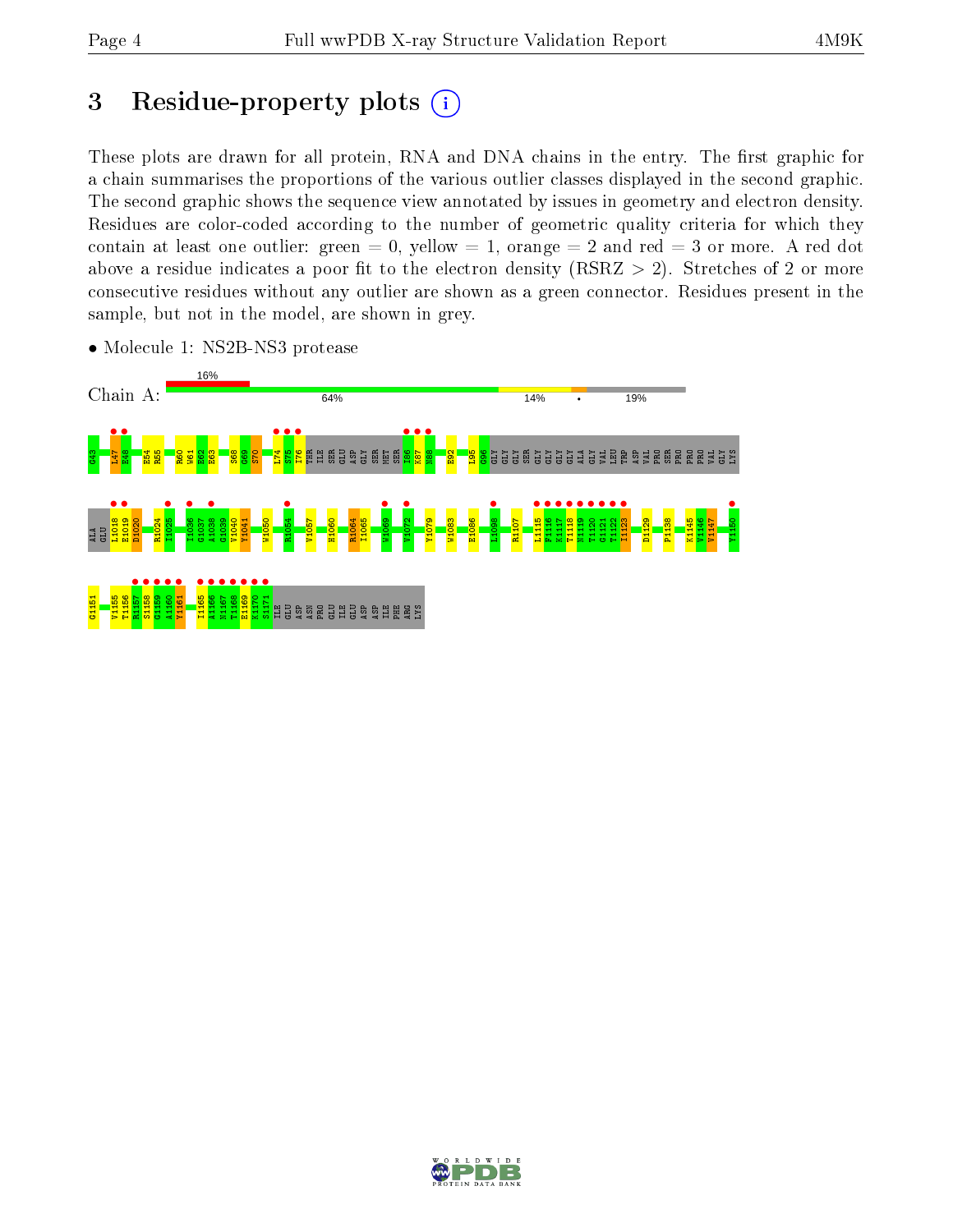# 3 Residue-property plots

These plots are drawn for all protein, RNA and DNA chains in the entry. The first graphic for a chain summarises the proportions of the various outlier classes displayed in the second graphic. The second graphic shows the sequence view annotated by issues in geometry and electron density. Residues are color-coded according to the number of geometric quality criteria for which they contain at least one outlier: green = 0, yellow = 1, orange = 2 and red = 3 or more. A red dot above a residue indicates a poor fit to the electron density (RSRZ > 2). Stretches of 2 or more consecutive residues without any outlier are shown as a green connector. Residues present in the sample, but not in the model, are shown in grey.

- Molecule 1: NS2B-NS3 protease

Chain A: 16% | 64% | 14% | • | 19%

G43 L47 E48 E54 R55 R60 W61 E62 E63 S68 G69 S70 L74 S75 I76 THR ILE SER GLU ASP GLY SER MET SER I86 K87 N88 E92 L95 G96 GLY GLY GLY SER GLY GLY GLY GLY ALA GLY VAL LEU TRP ASP VAL PRO SER PRO PRO PRO VAL GLY LYS

ALA GLU L1018 E1019 D1020 R1024 I1025 I1036 G1037 A1038 G1039 V1040 Y1041 W1050 R1054 V1057 H1060 R1064 I1065 W1069 V1072 Y1079 W1083 E1086 L1098 R1107 L1115 F1116 K1117 T1118 N1119 T1120 G1121 T1122 I1123 D1129 P1138 K1145 V1146 V1147 Y1150

G1151 V1155 T1156 R1157 S1158 G1159 A1160 Y1161 I1165 A1166 N1167 T1168 E1169 K1170 S1171 ILE GLU ASP ASN PRO GLU ILE GLU ASP ASP ILE PHE ARG LYS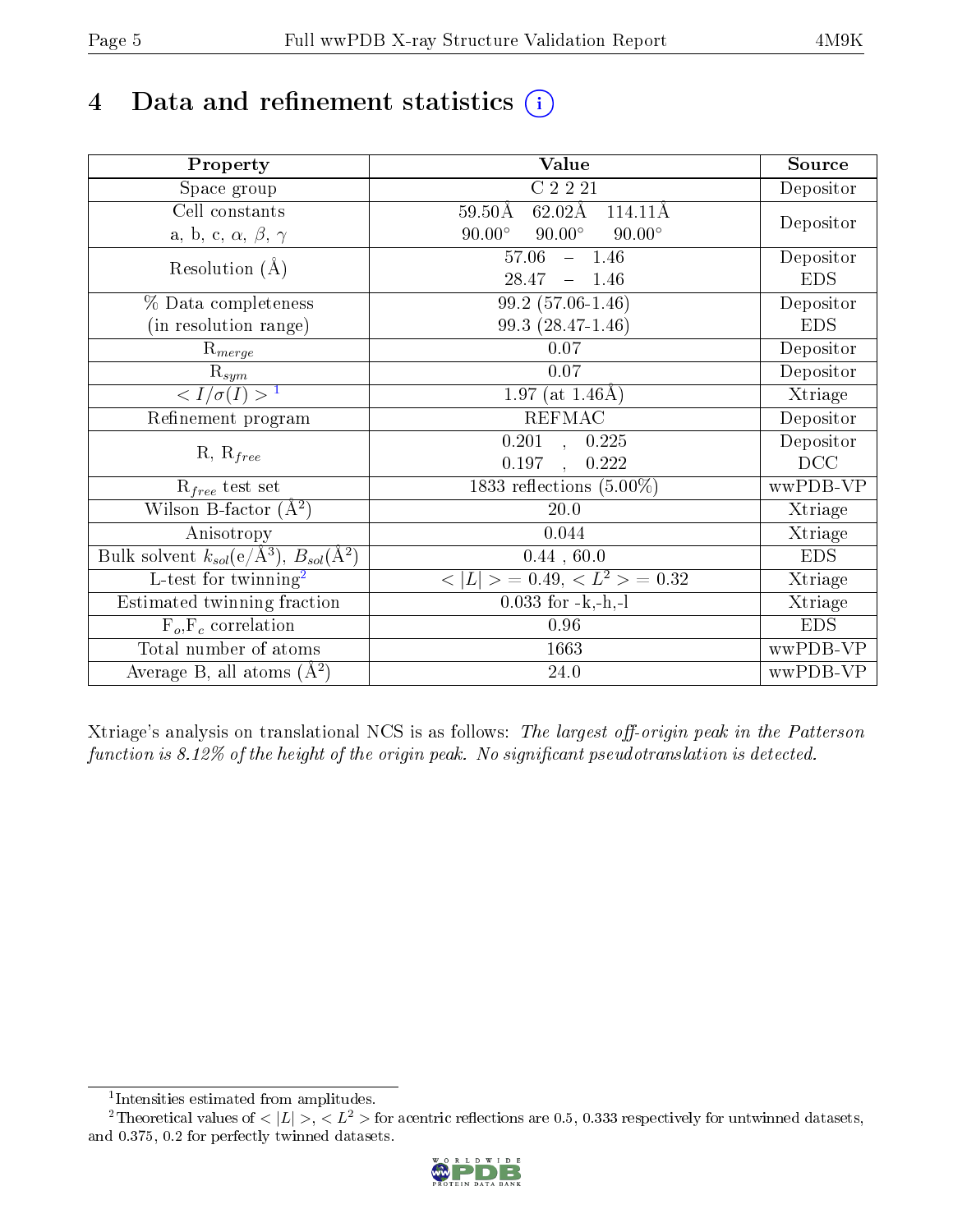# 4 Data and refinement statistics (i)

| Property | Value | Source |
|---|---|---|
| Space group | C 2 2 21 | Depositor |
| Cell constants<br>a, b, c, $\alpha$, $\beta$, $\gamma$ | 59.50Å 62.02Å 114.11Å<br>90.00° 90.00° 90.00° | Depositor |
| Resolution (Å) | 57.06 – 1.46<br>28.47 – 1.46 | Depositor<br>EDS |
| % Data completeness<br>(in resolution range) | 99.2 (57.06-1.46)<br>99.3 (28.47-1.46) | Depositor<br>EDS |
| $R_{merge}$ | 0.07 | Depositor |
| $R_{sym}$ | 0.07 | Depositor |
| $< I/\sigma(I) >$ [1] | 1.97 (at 1.46Å) | Xtriage |
| Refinement program | REFMAC | Depositor |
| R, $R_{free}$ | 0.201 , 0.225<br>0.197 , 0.222 | Depositor<br>DCC |
| $R_{free}$ test set | 1833 reflections (5.00%) | wwPDB-VP |
| Wilson B-factor ($Å^2$) | 20.0 | Xtriage |
| Anisotropy | 0.044 | Xtriage |
| Bulk solvent $k_{sol}$(e/$Å^3$), $B_{sol}$($Å^2$) | 0.44 , 60.0 | EDS |
| L-test for twinning[2] | $< \|L\| >$ = 0.49, $< L^2 >$ = 0.32 | Xtriage |
| Estimated twinning fraction | 0.033 for -k,-h,-l | Xtriage |
| $F_o$,$F_c$ correlation | 0.96 | EDS |
| Total number of atoms | 1663 | wwPDB-VP |
| Average B, all atoms ($Å^2$) | 24.0 | wwPDB-VP |

Xtriage's analysis on translational NCS is as follows: *The largest off-origin peak in the Patterson function is 8.12% of the height of the origin peak. No significant pseudotranslation is detected.*

[1] Intensities estimated from amplitudes.

[2] Theoretical values of $< |L| >$, $< L^2 >$ for acentric reflections are 0.5, 0.333 respectively for untwinned datasets, and 0.375, 0.2 for perfectly twinned datasets.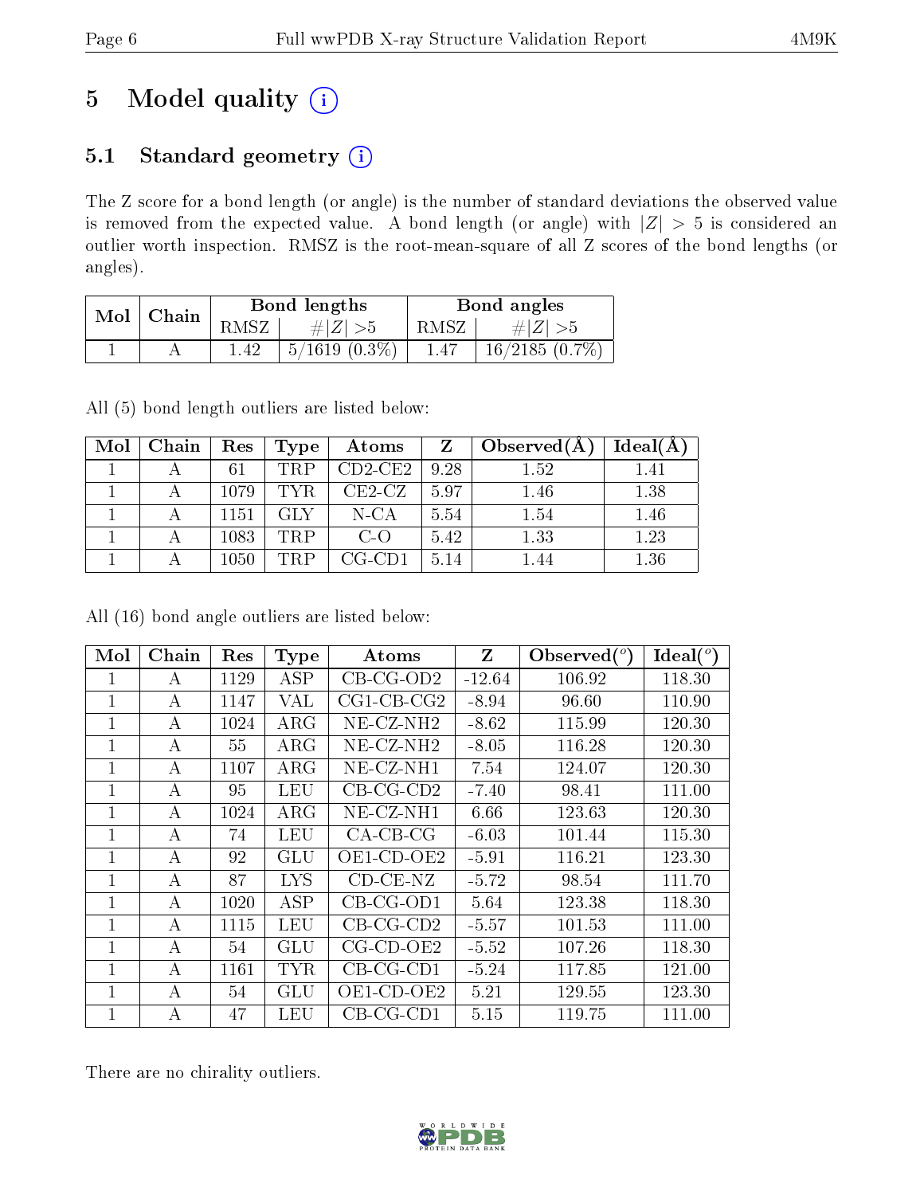# 5 Model quality (i)

## 5.1 Standard geometry (i)

The Z score for a bond length (or angle) is the number of standard deviations the observed value is removed from the expected value. A bond length (or angle) with $|Z| > 5$ is considered an outlier worth inspection. RMSZ is the root-mean-square of all Z scores of the bond lengths (or angles).

| Mol | Chain | Bond lengths | | Bond angles | |
|---|---|---|---|---|---|
| | | RMSZ | $\#\|Z\| > 5$ | RMSZ | $\#\|Z\| > 5$ |
| 1 | A | 1.42 | 5/1619 (0.3%) | 1.47 | 16/2185 (0.7%) |

All (5) bond length outliers are listed below:

| Mol | Chain | Res | Type | Atoms | Z | Observed(Å) | Ideal(Å) |
|---|---|---|---|---|---|---|---|
| 1 | A | 61 | TRP | CD2-CE2 | 9.28 | 1.52 | 1.41 |
| 1 | A | 1079 | TYR | CE2-CZ | 5.97 | 1.46 | 1.38 |
| 1 | A | 1151 | GLY | N-CA | 5.54 | 1.54 | 1.46 |
| 1 | A | 1083 | TRP | C-O | 5.42 | 1.33 | 1.23 |
| 1 | A | 1050 | TRP | CG-CD1 | 5.14 | 1.44 | 1.36 |

All (16) bond angle outliers are listed below:

| Mol | Chain | Res | Type | Atoms | Z | Observed(°) | Ideal(°) |
|---|---|---|---|---|---|---|---|
| 1 | A | 1129 | ASP | CB-CG-OD2 | -12.64 | 106.92 | 118.30 |
| 1 | A | 1147 | VAL | CG1-CB-CG2 | -8.94 | 96.60 | 110.90 |
| 1 | A | 1024 | ARG | NE-CZ-NH2 | -8.62 | 115.99 | 120.30 |
| 1 | A | 55 | ARG | NE-CZ-NH2 | -8.05 | 116.28 | 120.30 |
| 1 | A | 1107 | ARG | NE-CZ-NH1 | 7.54 | 124.07 | 120.30 |
| 1 | A | 95 | LEU | CB-CG-CD2 | -7.40 | 98.41 | 111.00 |
| 1 | A | 1024 | ARG | NE-CZ-NH1 | 6.66 | 123.63 | 120.30 |
| 1 | A | 74 | LEU | CA-CB-CG | -6.03 | 101.44 | 115.30 |
| 1 | A | 92 | GLU | OE1-CD-OE2 | -5.91 | 116.21 | 123.30 |
| 1 | A | 87 | LYS | CD-CE-NZ | -5.72 | 98.54 | 111.70 |
| 1 | A | 1020 | ASP | CB-CG-OD1 | 5.64 | 123.38 | 118.30 |
| 1 | A | 1115 | LEU | CB-CG-CD2 | -5.57 | 101.53 | 111.00 |
| 1 | A | 54 | GLU | CG-CD-OE2 | -5.52 | 107.26 | 118.30 |
| 1 | A | 1161 | TYR | CB-CG-CD1 | -5.24 | 117.85 | 121.00 |
| 1 | A | 54 | GLU | OE1-CD-OE2 | 5.21 | 129.55 | 123.30 |
| 1 | A | 47 | LEU | CB-CG-CD1 | 5.15 | 119.75 | 111.00 |

There are no chirality outliers.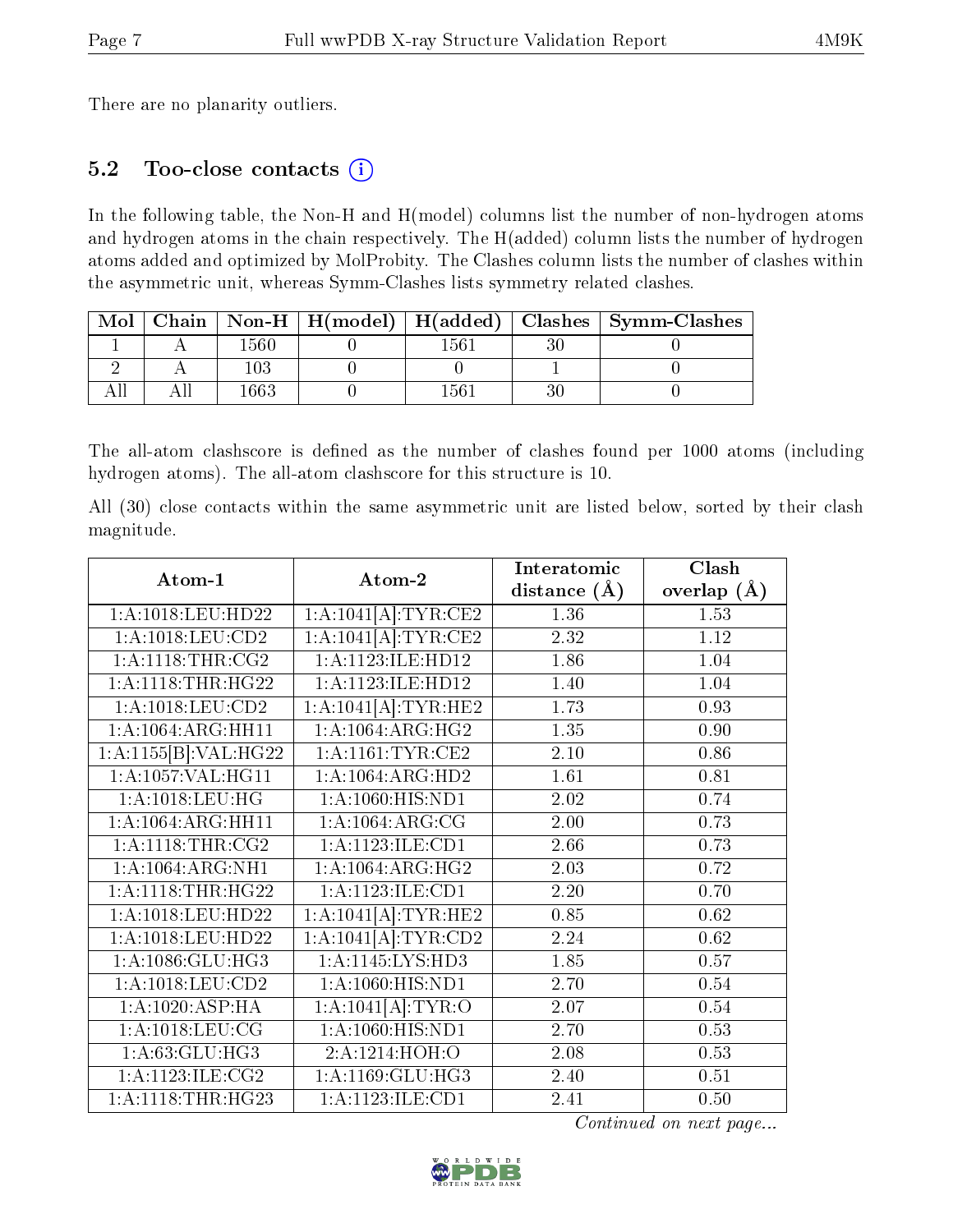There are no planarity outliers.

## 5.2 Too-close contacts (i)

In the following table, the Non-H and H(model) columns list the number of non-hydrogen atoms and hydrogen atoms in the chain respectively. The H(added) column lists the number of hydrogen atoms added and optimized by MolProbity. The Clashes column lists the number of clashes within the asymmetric unit, whereas Symm-Clashes lists symmetry related clashes.

| Mol | Chain | Non-H | H(model) | H(added) | Clashes | Symm-Clashes |
|---|---|---|---|---|---|---|
| 1 | A | 1560 | 0 | 1561 | 30 | 0 |
| 2 | A | 103 | 0 | 0 | 1 | 0 |
| All | All | 1663 | 0 | 1561 | 30 | 0 |

The all-atom clashscore is defined as the number of clashes found per 1000 atoms (including hydrogen atoms). The all-atom clashscore for this structure is 10.

All (30) close contacts within the same asymmetric unit are listed below, sorted by their clash magnitude.

| Atom-1 | Atom-2 | Interatomic distance (Å) | Clash overlap (Å) |
|---|---|---|---|
| 1:A:1018:LEU:HD22 | 1:A:1041[A]:TYR:CE2 | 1.36 | 1.53 |
| 1:A:1018:LEU:CD2 | 1:A:1041[A]:TYR:CE2 | 2.32 | 1.12 |
| 1:A:1118:THR:CG2 | 1:A:1123:ILE:HD12 | 1.86 | 1.04 |
| 1:A:1118:THR:HG22 | 1:A:1123:ILE:HD12 | 1.40 | 1.04 |
| 1:A:1018:LEU:CD2 | 1:A:1041[A]:TYR:HE2 | 1.73 | 0.93 |
| 1:A:1064:ARG:HH11 | 1:A:1064:ARG:HG2 | 1.35 | 0.90 |
| 1:A:1155[B]:VAL:HG22 | 1:A:1161:TYR:CE2 | 2.10 | 0.86 |
| 1:A:1057:VAL:HG11 | 1:A:1064:ARG:HD2 | 1.61 | 0.81 |
| 1:A:1018:LEU:HG | 1:A:1060:HIS:ND1 | 2.02 | 0.74 |
| 1:A:1064:ARG:HH11 | 1:A:1064:ARG:CG | 2.00 | 0.73 |
| 1:A:1118:THR:CG2 | 1:A:1123:ILE:CD1 | 2.66 | 0.73 |
| 1:A:1064:ARG:NH1 | 1:A:1064:ARG:HG2 | 2.03 | 0.72 |
| 1:A:1118:THR:HG22 | 1:A:1123:ILE:CD1 | 2.20 | 0.70 |
| 1:A:1018:LEU:HD22 | 1:A:1041[A]:TYR:HE2 | 0.85 | 0.62 |
| 1:A:1018:LEU:HD22 | 1:A:1041[A]:TYR:CD2 | 2.24 | 0.62 |
| 1:A:1086:GLU:HG3 | 1:A:1145:LYS:HD3 | 1.85 | 0.57 |
| 1:A:1018:LEU:CD2 | 1:A:1060:HIS:ND1 | 2.70 | 0.54 |
| 1:A:1020:ASP:HA | 1:A:1041[A]:TYR:O | 2.07 | 0.54 |
| 1:A:1018:LEU:CG | 1:A:1060:HIS:ND1 | 2.70 | 0.53 |
| 1:A:63:GLU:HG3 | 2:A:1214:HOH:O | 2.08 | 0.53 |
| 1:A:1123:ILE:CG2 | 1:A:1169:GLU:HG3 | 2.40 | 0.51 |
| 1:A:1118:THR:HG23 | 1:A:1123:ILE:CD1 | 2.41 | 0.50 |

*Continued on next page...*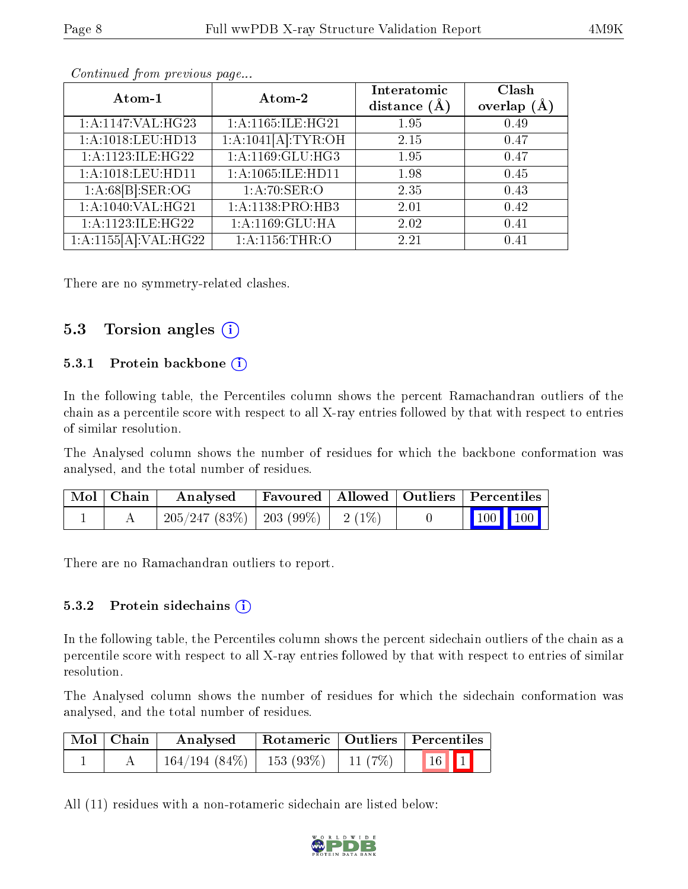*Continued from previous page...*

| Atom-1 | Atom-2 | Interatomic distance (Å) | Clash overlap (Å) |
|---|---|---|---|
| 1:A:1147:VAL:HG23 | 1:A:1165:ILE:HG21 | 1.95 | 0.49 |
| 1:A:1018:LEU:HD13 | 1:A:1041[A]:TYR:OH | 2.15 | 0.47 |
| 1:A:1123:ILE:HG22 | 1:A:1169:GLU:HG3 | 1.95 | 0.47 |
| 1:A:1018:LEU:HD11 | 1:A:1065:ILE:HD11 | 1.98 | 0.45 |
| 1:A:68[B]:SER:OG | 1:A:70:SER:O | 2.35 | 0.43 |
| 1:A:1040:VAL:HG21 | 1:A:1138:PRO:HB3 | 2.01 | 0.42 |
| 1:A:1123:ILE:HG22 | 1:A:1169:GLU:HA | 2.02 | 0.41 |
| 1:A:1155[A]:VAL:HG22 | 1:A:1156:THR:O | 2.21 | 0.41 |

There are no symmetry-related clashes.

## 5.3 Torsion angles

### 5.3.1 Protein backbone

In the following table, the Percentiles column shows the percent Ramachandran outliers of the chain as a percentile score with respect to all X-ray entries followed by that with respect to entries of similar resolution.

The Analysed column shows the number of residues for which the backbone conformation was analysed, and the total number of residues.

| Mol | Chain | Analysed | Favoured | Allowed | Outliers | Percentiles |
|---|---|---|---|---|---|---|
| 1 | A | 205/247 (83%) | 203 (99%) | 2 (1%) | 0 | 100 100 |

There are no Ramachandran outliers to report.

### 5.3.2 Protein sidechains

In the following table, the Percentiles column shows the percent sidechain outliers of the chain as a percentile score with respect to all X-ray entries followed by that with respect to entries of similar resolution.

The Analysed column shows the number of residues for which the sidechain conformation was analysed, and the total number of residues.

| Mol | Chain | Analysed | Rotameric | Outliers | Percentiles |
|---|---|---|---|---|---|
| 1 | A | 164/194 (84%) | 153 (93%) | 11 (7%) | 16 1 |

All (11) residues with a non-rotameric sidechain are listed below: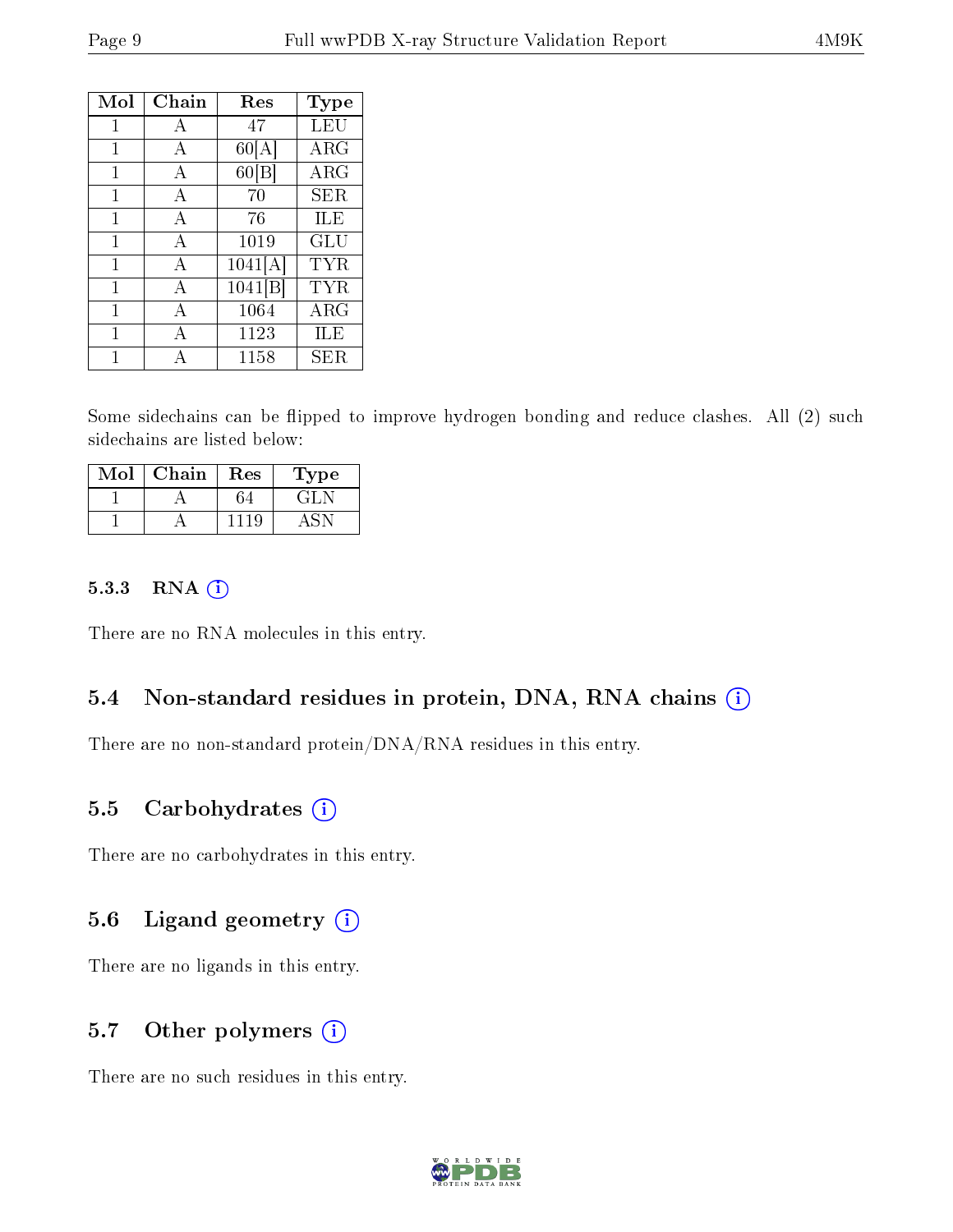| Mol | Chain | Res | Type |
|---|---|---|---|
| 1 | A | 47 | LEU |
| 1 | A | 60[A] | ARG |
| 1 | A | 60[B] | ARG |
| 1 | A | 70 | SER |
| 1 | A | 76 | ILE |
| 1 | A | 1019 | GLU |
| 1 | A | 1041[A] | TYR |
| 1 | A | 1041[B] | TYR |
| 1 | A | 1064 | ARG |
| 1 | A | 1123 | ILE |
| 1 | A | 1158 | SER |

Some sidechains can be flipped to improve hydrogen bonding and reduce clashes. All (2) such sidechains are listed below:

| Mol | Chain | Res | Type |
|---|---|---|---|
| 1 | A | 64 | GLN |
| 1 | A | 1119 | ASN |

### 5.3.3 RNA

There are no RNA molecules in this entry.

## 5.4 Non-standard residues in protein, DNA, RNA chains

There are no non-standard protein/DNA/RNA residues in this entry.

## 5.5 Carbohydrates

There are no carbohydrates in this entry.

## 5.6 Ligand geometry

There are no ligands in this entry.

## 5.7 Other polymers

There are no such residues in this entry.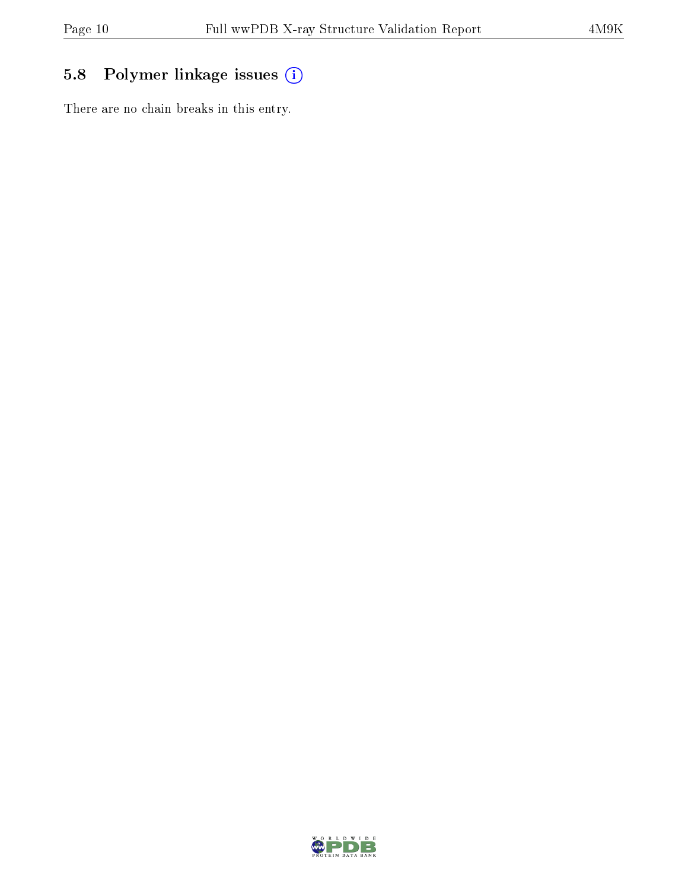### 5.8 Polymer linkage issues

There are no chain breaks in this entry.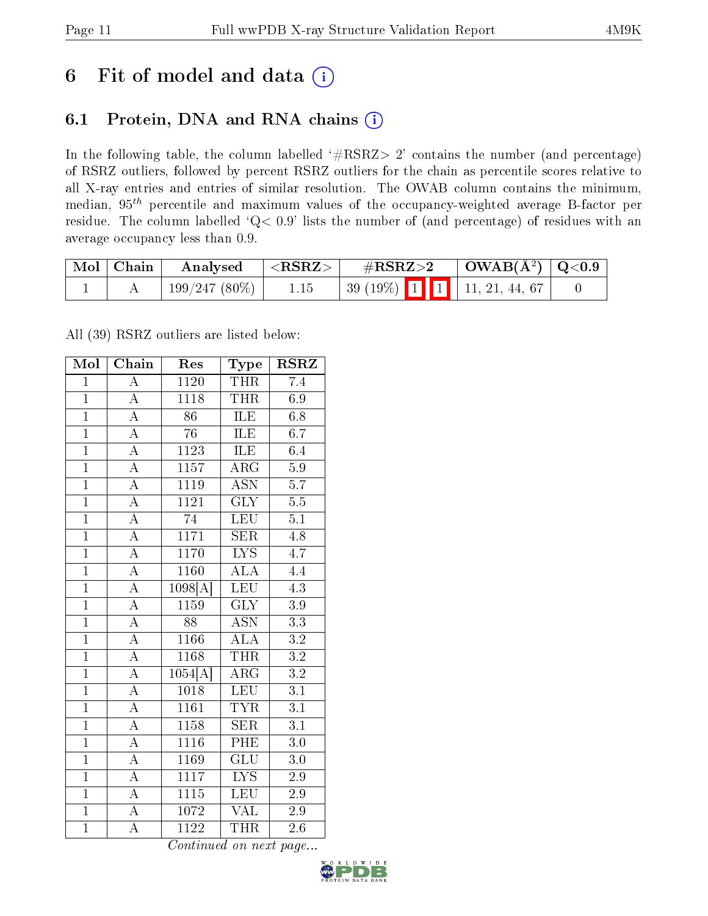# 6 Fit of model and data (i)

## 6.1 Protein, DNA and RNA chains (i)

In the following table, the column labelled '#RSRZ> 2' contains the number (and percentage) of RSRZ outliers, followed by percent RSRZ outliers for the chain as percentile scores relative to all X-ray entries and entries of similar resolution. The OWAB column contains the minimum, median, $95^{th}$ percentile and maximum values of the occupancy-weighted average B-factor per residue. The column labelled 'Q< 0.9' lists the number of (and percentage) of residues with an average occupancy less than 0.9.

| Mol | Chain | Analysed | <RSRZ> | #RSRZ>2 | OWAB(Å$^2$) | Q<0.9 |
|---|---|---|---|---|---|---|
| 1 | A | 199/247 (80%) | 1.15 | 39 (19%) 1 1 | 11, 21, 44, 67 | 0 |

All (39) RSRZ outliers are listed below:

| Mol | Chain | Res | Type | RSRZ |
|---|---|---|---|---|
| 1 | A | 1120 | THR | 7.4 |
| 1 | A | 1118 | THR | 6.9 |
| 1 | A | 86 | ILE | 6.8 |
| 1 | A | 76 | ILE | 6.7 |
| 1 | A | 1123 | ILE | 6.4 |
| 1 | A | 1157 | ARG | 5.9 |
| 1 | A | 1119 | ASN | 5.7 |
| 1 | A | 1121 | GLY | 5.5 |
| 1 | A | 74 | LEU | 5.1 |
| 1 | A | 1171 | SER | 4.8 |
| 1 | A | 1170 | LYS | 4.7 |
| 1 | A | 1160 | ALA | 4.4 |
| 1 | A | 1098[A] | LEU | 4.3 |
| 1 | A | 1159 | GLY | 3.9 |
| 1 | A | 88 | ASN | 3.3 |
| 1 | A | 1166 | ALA | 3.2 |
| 1 | A | 1168 | THR | 3.2 |
| 1 | A | 1054[A] | ARG | 3.2 |
| 1 | A | 1018 | LEU | 3.1 |
| 1 | A | 1161 | TYR | 3.1 |
| 1 | A | 1158 | SER | 3.1 |
| 1 | A | 1116 | PHE | 3.0 |
| 1 | A | 1169 | GLU | 3.0 |
| 1 | A | 1117 | LYS | 2.9 |
| 1 | A | 1115 | LEU | 2.9 |
| 1 | A | 1072 | VAL | 2.9 |
| 1 | A | 1122 | THR | 2.6 |

*Continued on next page...*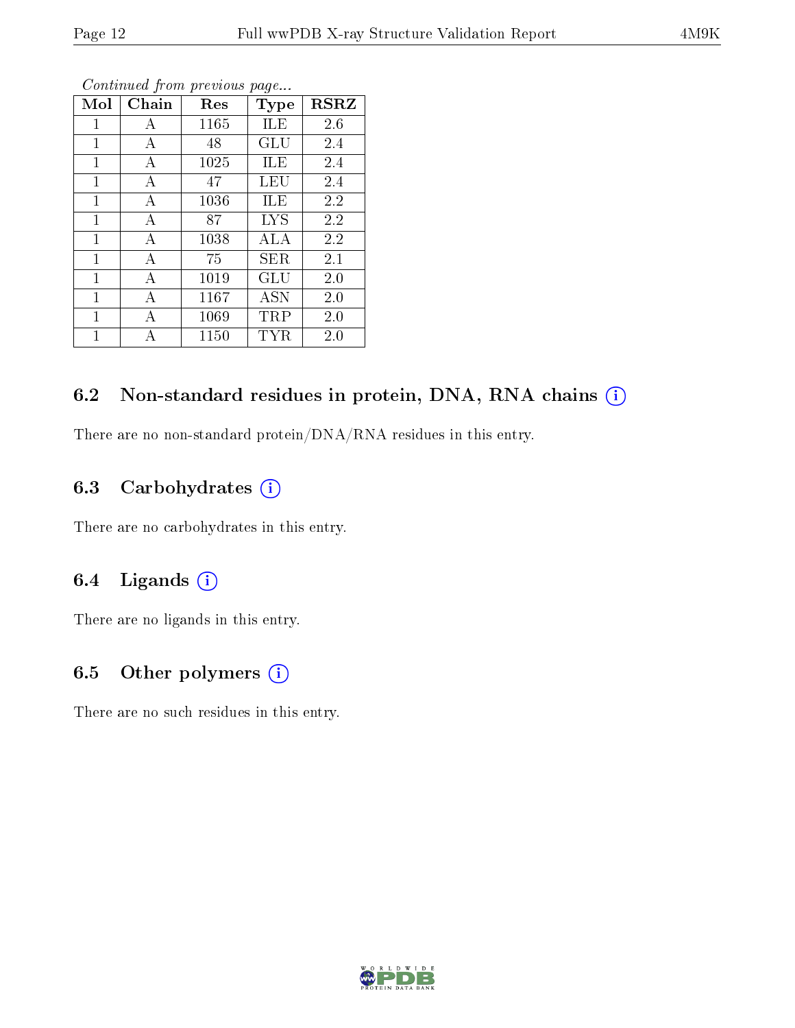*Continued from previous page...*

| Mol | Chain | Res | Type | RSRZ |
|---|---|---|---|---|
| 1 | A | 1165 | ILE | 2.6 |
| 1 | A | 48 | GLU | 2.4 |
| 1 | A | 1025 | ILE | 2.4 |
| 1 | A | 47 | LEU | 2.4 |
| 1 | A | 1036 | ILE | 2.2 |
| 1 | A | 87 | LYS | 2.2 |
| 1 | A | 1038 | ALA | 2.2 |
| 1 | A | 75 | SER | 2.1 |
| 1 | A | 1019 | GLU | 2.0 |
| 1 | A | 1167 | ASN | 2.0 |
| 1 | A | 1069 | TRP | 2.0 |
| 1 | A | 1150 | TYR | 2.0 |

### 6.2 Non-standard residues in protein, DNA, RNA chains (i)

There are no non-standard protein/DNA/RNA residues in this entry.

### 6.3 Carbohydrates (i)

There are no carbohydrates in this entry.

### 6.4 Ligands (i)

There are no ligands in this entry.

### 6.5 Other polymers (i)

There are no such residues in this entry.